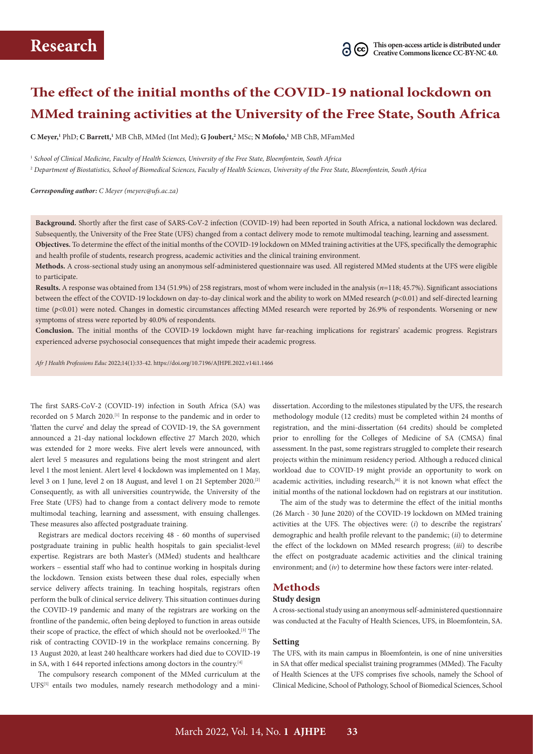# The effect of the initial months of the COVID-19 national lockdown on MMed training activities at the University of the Free State, South Africa

**C Meyer,**[1] PhD; **C Barrett,**[1] MB ChB, MMed (Int Med); **G Joubert,**[2] MSc; **N Mofolo,**[1] MB ChB, MFamMed

[1] *School of Clinical Medicine, Faculty of Health Sciences, University of the Free State, Bloemfontein, South Africa*

[2] *Department of Biostatistics, School of Biomedical Sciences, Faculty of Health Sciences, University of the Free State, Bloemfontein, South Africa*

***Corresponding author:** C Meyer (meyerc@ufs.ac.za)*

**Background.** Shortly after the first case of SARS-CoV-2 infection (COVID-19) had been reported in South Africa, a national lockdown was declared. Subsequently, the University of the Free State (UFS) changed from a contact delivery mode to remote multimodal teaching, learning and assessment.

**Objectives.** To determine the effect of the initial months of the COVID-19 lockdown on MMed training activities at the UFS, specifically the demographic and health profile of students, research progress, academic activities and the clinical training environment.

**Methods.** A cross-sectional study using an anonymous self-administered questionnaire was used. All registered MMed students at the UFS were eligible to participate.

**Results.** A response was obtained from 134 (51.9%) of 258 registrars, most of whom were included in the analysis ($n$=118; 45.7%). Significant associations between the effect of the COVID-19 lockdown on day-to-day clinical work and the ability to work on MMed research ($p$<0.01) and self-directed learning time ($p$<0.01) were noted. Changes in domestic circumstances affecting MMed research were reported by 26.9% of respondents. Worsening or new symptoms of stress were reported by 40.0% of respondents.

**Conclusion.** The initial months of the COVID-19 lockdown might have far-reaching implications for registrars' academic progress. Registrars experienced adverse psychosocial consequences that might impede their academic progress.

*Afr J Health Professions Educ* 2022;14(1):33-42. https://doi.org/10.7196/AJHPE.2022.v14i1.1466

The first SARS-CoV-2 (COVID-19) infection in South Africa (SA) was recorded on 5 March 2020.[1] In response to the pandemic and in order to 'flatten the curve' and delay the spread of COVID-19, the SA government announced a 21-day national lockdown effective 27 March 2020, which was extended for 2 more weeks. Five alert levels were announced, with alert level 5 measures and regulations being the most stringent and alert level 1 the most lenient. Alert level 4 lockdown was implemented on 1 May, level 3 on 1 June, level 2 on 18 August, and level 1 on 21 September 2020.[2] Consequently, as with all universities countrywide, the University of the Free State (UFS) had to change from a contact delivery mode to remote multimodal teaching, learning and assessment, with ensuing challenges. These measures also affected postgraduate training.

Registrars are medical doctors receiving 48 - 60 months of supervised postgraduate training in public health hospitals to gain specialist-level expertise. Registrars are both Master's (MMed) students and healthcare workers – essential staff who had to continue working in hospitals during the lockdown. Tension exists between these dual roles, especially when service delivery affects training. In teaching hospitals, registrars often perform the bulk of clinical service delivery. This situation continues during the COVID-19 pandemic and many of the registrars are working on the frontline of the pandemic, often being deployed to function in areas outside their scope of practice, the effect of which should not be overlooked.[3] The risk of contracting COVID-19 in the workplace remains concerning. By 13 August 2020, at least 240 healthcare workers had died due to COVID-19 in SA, with 1 644 reported infections among doctors in the country.[4]

The compulsory research component of the MMed curriculum at the UFS[5] entails two modules, namely research methodology and a mini-dissertation. According to the milestones stipulated by the UFS, the research methodology module (12 credits) must be completed within 24 months of registration, and the mini-dissertation (64 credits) should be completed prior to enrolling for the Colleges of Medicine of SA (CMSA) final assessment. In the past, some registrars struggled to complete their research projects within the minimum residency period. Although a reduced clinical workload due to COVID-19 might provide an opportunity to work on academic activities, including research,[6] it is not known what effect the initial months of the national lockdown had on registrars at our institution.

The aim of the study was to determine the effect of the initial months (26 March - 30 June 2020) of the COVID-19 lockdown on MMed training activities at the UFS. The objectives were: (*i*) to describe the registrars' demographic and health profile relevant to the pandemic; (*ii*) to determine the effect of the lockdown on MMed research progress; (*iii*) to describe the effect on postgraduate academic activities and the clinical training environment; and (*iv*) to determine how these factors were inter-related.

## Methods

### Study design

A cross-sectional study using an anonymous self-administered questionnaire was conducted at the Faculty of Health Sciences, UFS, in Bloemfontein, SA.

### Setting

The UFS, with its main campus in Bloemfontein, is one of nine universities in SA that offer medical specialist training programmes (MMed). The Faculty of Health Sciences at the UFS comprises five schools, namely the School of Clinical Medicine, School of Pathology, School of Biomedical Sciences, School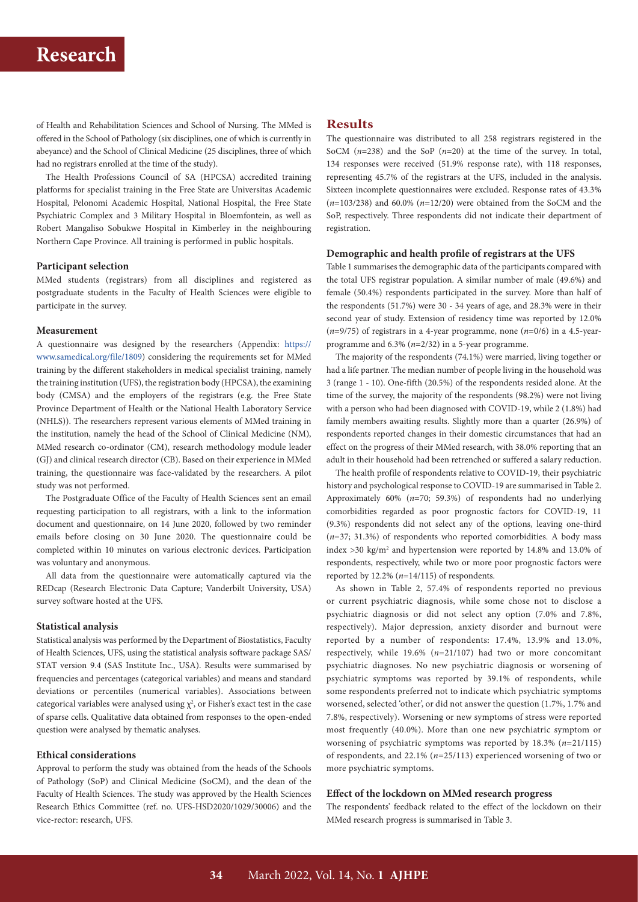of Health and Rehabilitation Sciences and School of Nursing. The MMed is offered in the School of Pathology (six disciplines, one of which is currently in abeyance) and the School of Clinical Medicine (25 disciplines, three of which had no registrars enrolled at the time of the study).

The Health Professions Council of SA (HPCSA) accredited training platforms for specialist training in the Free State are Universitas Academic Hospital, Pelonomi Academic Hospital, National Hospital, the Free State Psychiatric Complex and 3 Military Hospital in Bloemfontein, as well as Robert Mangaliso Sobukwe Hospital in Kimberley in the neighbouring Northern Cape Province. All training is performed in public hospitals.

### Participant selection

MMed students (registrars) from all disciplines and registered as postgraduate students in the Faculty of Health Sciences were eligible to participate in the survey.

### Measurement

A questionnaire was designed by the researchers (Appendix: https://www.samedical.org/file/1809) considering the requirements set for MMed training by the different stakeholders in medical specialist training, namely the training institution (UFS), the registration body (HPCSA), the examining body (CMSA) and the employers of the registrars (e.g. the Free State Province Department of Health or the National Health Laboratory Service (NHLS)). The researchers represent various elements of MMed training in the institution, namely the head of the School of Clinical Medicine (NM), MMed research co-ordinator (CM), research methodology module leader (GJ) and clinical research director (CB). Based on their experience in MMed training, the questionnaire was face-validated by the researchers. A pilot study was not performed.

The Postgraduate Office of the Faculty of Health Sciences sent an email requesting participation to all registrars, with a link to the information document and questionnaire, on 14 June 2020, followed by two reminder emails before closing on 30 June 2020. The questionnaire could be completed within 10 minutes on various electronic devices. Participation was voluntary and anonymous.

All data from the questionnaire were automatically captured via the REDcap (Research Electronic Data Capture; Vanderbilt University, USA) survey software hosted at the UFS.

### Statistical analysis

Statistical analysis was performed by the Department of Biostatistics, Faculty of Health Sciences, UFS, using the statistical analysis software package SAS/STAT version 9.4 (SAS Institute Inc., USA). Results were summarised by frequencies and percentages (categorical variables) and means and standard deviations or percentiles (numerical variables). Associations between categorical variables were analysed using $\chi^2$, or Fisher's exact test in the case of sparse cells. Qualitative data obtained from responses to the open-ended question were analysed by thematic analyses.

### Ethical considerations

Approval to perform the study was obtained from the heads of the Schools of Pathology (SoP) and Clinical Medicine (SoCM), and the dean of the Faculty of Health Sciences. The study was approved by the Health Sciences Research Ethics Committee (ref. no. UFS-HSD2020/1029/30006) and the vice-rector: research, UFS.

## Results

The questionnaire was distributed to all 258 registrars registered in the SoCM (*n*=238) and the SoP (*n*=20) at the time of the survey. In total, 134 responses were received (51.9% response rate), with 118 responses, representing 45.7% of the registrars at the UFS, included in the analysis. Sixteen incomplete questionnaires were excluded. Response rates of 43.3% (*n*=103/238) and 60.0% (*n*=12/20) were obtained from the SoCM and the SoP, respectively. Three respondents did not indicate their department of registration.

### Demographic and health profile of registrars at the UFS

Table 1 summarises the demographic data of the participants compared with the total UFS registrar population. A similar number of male (49.6%) and female (50.4%) respondents participated in the survey. More than half of the respondents (51.7%) were 30 - 34 years of age, and 28.3% were in their second year of study. Extension of residency time was reported by 12.0% (*n*=9/75) of registrars in a 4-year programme, none (*n*=0/6) in a 4.5-year-programme and 6.3% (*n*=2/32) in a 5-year programme.

The majority of the respondents (74.1%) were married, living together or had a life partner. The median number of people living in the household was 3 (range 1 - 10). One-fifth (20.5%) of the respondents resided alone. At the time of the survey, the majority of the respondents (98.2%) were not living with a person who had been diagnosed with COVID-19, while 2 (1.8%) had family members awaiting results. Slightly more than a quarter (26.9%) of respondents reported changes in their domestic circumstances that had an effect on the progress of their MMed research, with 38.0% reporting that an adult in their household had been retrenched or suffered a salary reduction.

The health profile of respondents relative to COVID-19, their psychiatric history and psychological response to COVID-19 are summarised in Table 2. Approximately 60% (*n*=70; 59.3%) of respondents had no underlying comorbidities regarded as poor prognostic factors for COVID-19, 11 (9.3%) respondents did not select any of the options, leaving one-third (*n*=37; 31.3%) of respondents who reported comorbidities. A body mass index >30 kg/m$^2$ and hypertension were reported by 14.8% and 13.0% of respondents, respectively, while two or more poor prognostic factors were reported by 12.2% (*n*=14/115) of respondents.

As shown in Table 2, 57.4% of respondents reported no previous or current psychiatric diagnosis, while some chose not to disclose a psychiatric diagnosis or did not select any option (7.0% and 7.8%, respectively). Major depression, anxiety disorder and burnout were reported by a number of respondents: 17.4%, 13.9% and 13.0%, respectively, while 19.6% (*n*=21/107) had two or more concomitant psychiatric diagnoses. No new psychiatric diagnosis or worsening of psychiatric symptoms was reported by 39.1% of respondents, while some respondents preferred not to indicate which psychiatric symptoms worsened, selected 'other', or did not answer the question (1.7%, 1.7% and 7.8%, respectively). Worsening or new symptoms of stress were reported most frequently (40.0%). More than one new psychiatric symptom or worsening of psychiatric symptoms was reported by 18.3% (*n*=21/115) of respondents, and 22.1% (*n*=25/113) experienced worsening of two or more psychiatric symptoms.

### Effect of the lockdown on MMed research progress

The respondents' feedback related to the effect of the lockdown on their MMed research progress is summarised in Table 3.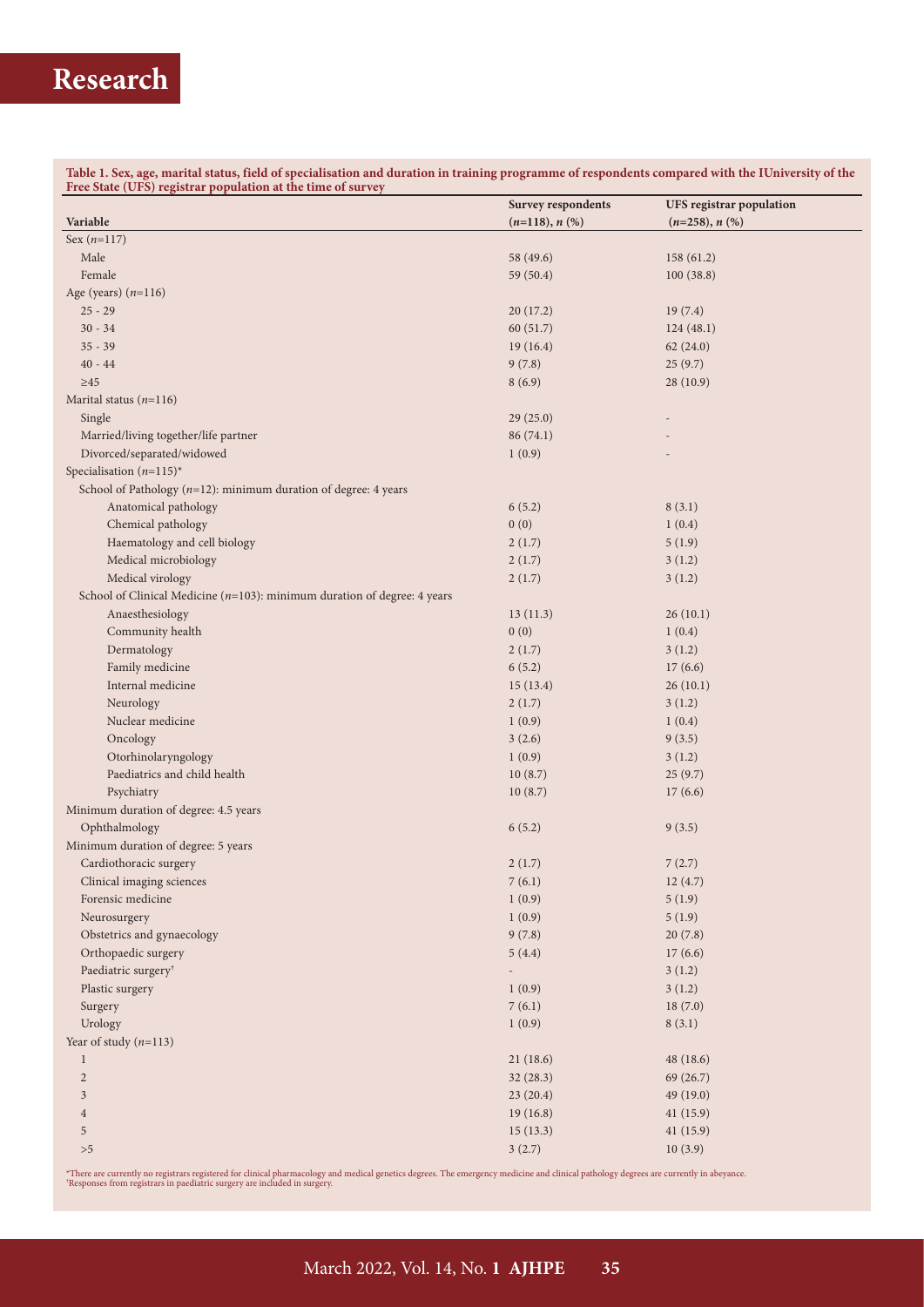**Table 1. Sex, age, marital status, field of specialisation and duration in training programme of respondents compared with the IUniversity of the Free State (UFS) registrar population at the time of survey**

| Variable | Survey respondents ($n$=118), $n$ (%) | UFS registrar population ($n$=258), $n$ (%) |
|---|---|---|
| Sex ($n$=117) | | |
| Male | 58 (49.6) | 158 (61.2) |
| Female | 59 (50.4) | 100 (38.8) |
| Age (years) ($n$=116) | | |
| 25 - 29 | 20 (17.2) | 19 (7.4) |
| 30 - 34 | 60 (51.7) | 124 (48.1) |
| 35 - 39 | 19 (16.4) | 62 (24.0) |
| 40 - 44 | 9 (7.8) | 25 (9.7) |
| ≥45 | 8 (6.9) | 28 (10.9) |
| Marital status ($n$=116) | | |
| Single | 29 (25.0) | - |
| Married/living together/life partner | 86 (74.1) | - |
| Divorced/separated/widowed | 1 (0.9) | - |
| Specialisation ($n$=115)* | | |
| School of Pathology ($n$=12): minimum duration of degree: 4 years | | |
| Anatomical pathology | 6 (5.2) | 8 (3.1) |
| Chemical pathology | 0 (0) | 1 (0.4) |
| Haematology and cell biology | 2 (1.7) | 5 (1.9) |
| Medical microbiology | 2 (1.7) | 3 (1.2) |
| Medical virology | 2 (1.7) | 3 (1.2) |
| School of Clinical Medicine ($n$=103): minimum duration of degree: 4 years | | |
| Anaesthesiology | 13 (11.3) | 26 (10.1) |
| Community health | 0 (0) | 1 (0.4) |
| Dermatology | 2 (1.7) | 3 (1.2) |
| Family medicine | 6 (5.2) | 17 (6.6) |
| Internal medicine | 15 (13.4) | 26 (10.1) |
| Neurology | 2 (1.7) | 3 (1.2) |
| Nuclear medicine | 1 (0.9) | 1 (0.4) |
| Oncology | 3 (2.6) | 9 (3.5) |
| Otorhinolaryngology | 1 (0.9) | 3 (1.2) |
| Paediatrics and child health | 10 (8.7) | 25 (9.7) |
| Psychiatry | 10 (8.7) | 17 (6.6) |
| Minimum duration of degree: 4.5 years | | |
| Ophthalmology | 6 (5.2) | 9 (3.5) |
| Minimum duration of degree: 5 years | | |
| Cardiothoracic surgery | 2 (1.7) | 7 (2.7) |
| Clinical imaging sciences | 7 (6.1) | 12 (4.7) |
| Forensic medicine | 1 (0.9) | 5 (1.9) |
| Neurosurgery | 1 (0.9) | 5 (1.9) |
| Obstetrics and gynaecology | 9 (7.8) | 20 (7.8) |
| Orthopaedic surgery | 5 (4.4) | 17 (6.6) |
| Paediatric surgery[†] | - | 3 (1.2) |
| Plastic surgery | 1 (0.9) | 3 (1.2) |
| Surgery | 7 (6.1) | 18 (7.0) |
| Urology | 1 (0.9) | 8 (3.1) |
| Year of study ($n$=113) | | |
| 1 | 21 (18.6) | 48 (18.6) |
| 2 | 32 (28.3) | 69 (26.7) |
| 3 | 23 (20.4) | 49 (19.0) |
| 4 | 19 (16.8) | 41 (15.9) |
| 5 | 15 (13.3) | 41 (15.9) |
| >5 | 3 (2.7) | 10 (3.9) |

*There are currently no registrars registered for clinical pharmacology and medical genetics degrees. The emergency medicine and clinical pathology degrees are currently in abeyance.
†Responses from registrars in paediatric surgery are included in surgery.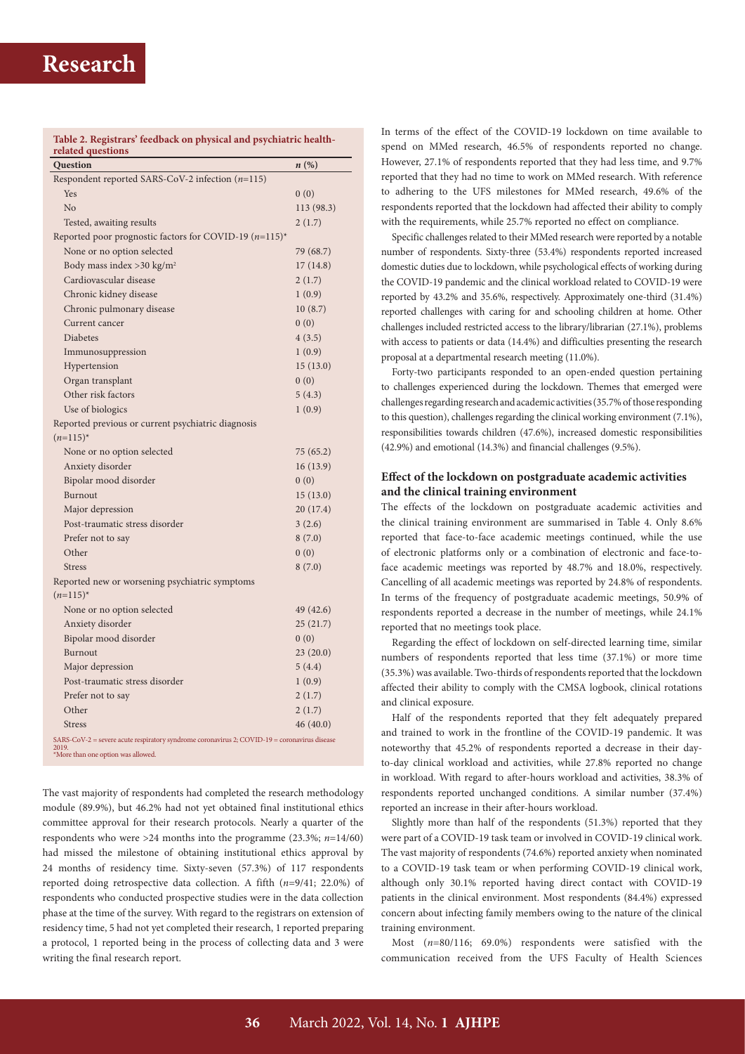**Table 2. Registrars' feedback on physical and psychiatric health-related questions**

| Question | *n* (%) |
|---|---|
| Respondent reported SARS-CoV-2 infection (*n*=115) | |
| Yes | 0 (0) |
| No | 113 (98.3) |
| Tested, awaiting results | 2 (1.7) |
| Reported poor prognostic factors for COVID-19 (*n*=115)* | |
| None or no option selected | 79 (68.7) |
| Body mass index >30 kg/m² | 17 (14.8) |
| Cardiovascular disease | 2 (1.7) |
| Chronic kidney disease | 1 (0.9) |
| Chronic pulmonary disease | 10 (8.7) |
| Current cancer | 0 (0) |
| Diabetes | 4 (3.5) |
| Immunosuppression | 1 (0.9) |
| Hypertension | 15 (13.0) |
| Organ transplant | 0 (0) |
| Other risk factors | 5 (4.3) |
| Use of biologics | 1 (0.9) |
| Reported previous or current psychiatric diagnosis (*n*=115)* | |
| None or no option selected | 75 (65.2) |
| Anxiety disorder | 16 (13.9) |
| Bipolar mood disorder | 0 (0) |
| Burnout | 15 (13.0) |
| Major depression | 20 (17.4) |
| Post-traumatic stress disorder | 3 (2.6) |
| Prefer not to say | 8 (7.0) |
| Other | 0 (0) |
| Stress | 8 (7.0) |
| Reported new or worsening psychiatric symptoms (*n*=115)* | |
| None or no option selected | 49 (42.6) |
| Anxiety disorder | 25 (21.7) |
| Bipolar mood disorder | 0 (0) |
| Burnout | 23 (20.0) |
| Major depression | 5 (4.4) |
| Post-traumatic stress disorder | 1 (0.9) |
| Prefer not to say | 2 (1.7) |
| Other | 2 (1.7) |
| Stress | 46 (40.0) |

SARS-CoV-2 = severe acute respiratory syndrome coronavirus 2; COVID-19 = coronavirus disease 2019.
*More than one option was allowed.

The vast majority of respondents had completed the research methodology module (89.9%), but 46.2% had not yet obtained final institutional ethics committee approval for their research protocols. Nearly a quarter of the respondents who were >24 months into the programme (23.3%; *n*=14/60) had missed the milestone of obtaining institutional ethics approval by 24 months of residency time. Sixty-seven (57.3%) of 117 respondents reported doing retrospective data collection. A fifth (*n*=9/41; 22.0%) of respondents who conducted prospective studies were in the data collection phase at the time of the survey. With regard to the registrars on extension of residency time, 5 had not yet completed their research, 1 reported preparing a protocol, 1 reported being in the process of collecting data and 3 were writing the final research report.

In terms of the effect of the COVID-19 lockdown on time available to spend on MMed research, 46.5% of respondents reported no change. However, 27.1% of respondents reported that they had less time, and 9.7% reported that they had no time to work on MMed research. With reference to adhering to the UFS milestones for MMed research, 49.6% of the respondents reported that the lockdown had affected their ability to comply with the requirements, while 25.7% reported no effect on compliance.

Specific challenges related to their MMed research were reported by a notable number of respondents. Sixty-three (53.4%) respondents reported increased domestic duties due to lockdown, while psychological effects of working during the COVID-19 pandemic and the clinical workload related to COVID-19 were reported by 43.2% and 35.6%, respectively. Approximately one-third (31.4%) reported challenges with caring for and schooling children at home. Other challenges included restricted access to the library/librarian (27.1%), problems with access to patients or data (14.4%) and difficulties presenting the research proposal at a departmental research meeting (11.0%).

Forty-two participants responded to an open-ended question pertaining to challenges experienced during the lockdown. Themes that emerged were challenges regarding research and academic activities (35.7% of those responding to this question), challenges regarding the clinical working environment (7.1%), responsibilities towards children (47.6%), increased domestic responsibilities (42.9%) and emotional (14.3%) and financial challenges (9.5%).

### Effect of the lockdown on postgraduate academic activities and the clinical training environment

The effects of the lockdown on postgraduate academic activities and the clinical training environment are summarised in Table 4. Only 8.6% reported that face-to-face academic meetings continued, while the use of electronic platforms only or a combination of electronic and face-to-face academic meetings was reported by 48.7% and 18.0%, respectively. Cancelling of all academic meetings was reported by 24.8% of respondents. In terms of the frequency of postgraduate academic meetings, 50.9% of respondents reported a decrease in the number of meetings, while 24.1% reported that no meetings took place.

Regarding the effect of lockdown on self-directed learning time, similar numbers of respondents reported that less time (37.1%) or more time (35.3%) was available. Two-thirds of respondents reported that the lockdown affected their ability to comply with the CMSA logbook, clinical rotations and clinical exposure.

Half of the respondents reported that they felt adequately prepared and trained to work in the frontline of the COVID-19 pandemic. It was noteworthy that 45.2% of respondents reported a decrease in their day-to-day clinical workload and activities, while 27.8% reported no change in workload. With regard to after-hours workload and activities, 38.3% of respondents reported unchanged conditions. A similar number (37.4%) reported an increase in their after-hours workload.

Slightly more than half of the respondents (51.3%) reported that they were part of a COVID-19 task team or involved in COVID-19 clinical work. The vast majority of respondents (74.6%) reported anxiety when nominated to a COVID-19 task team or when performing COVID-19 clinical work, although only 30.1% reported having direct contact with COVID-19 patients in the clinical environment. Most respondents (84.4%) expressed concern about infecting family members owing to the nature of the clinical training environment.

Most (*n*=80/116; 69.0%) respondents were satisfied with the communication received from the UFS Faculty of Health Sciences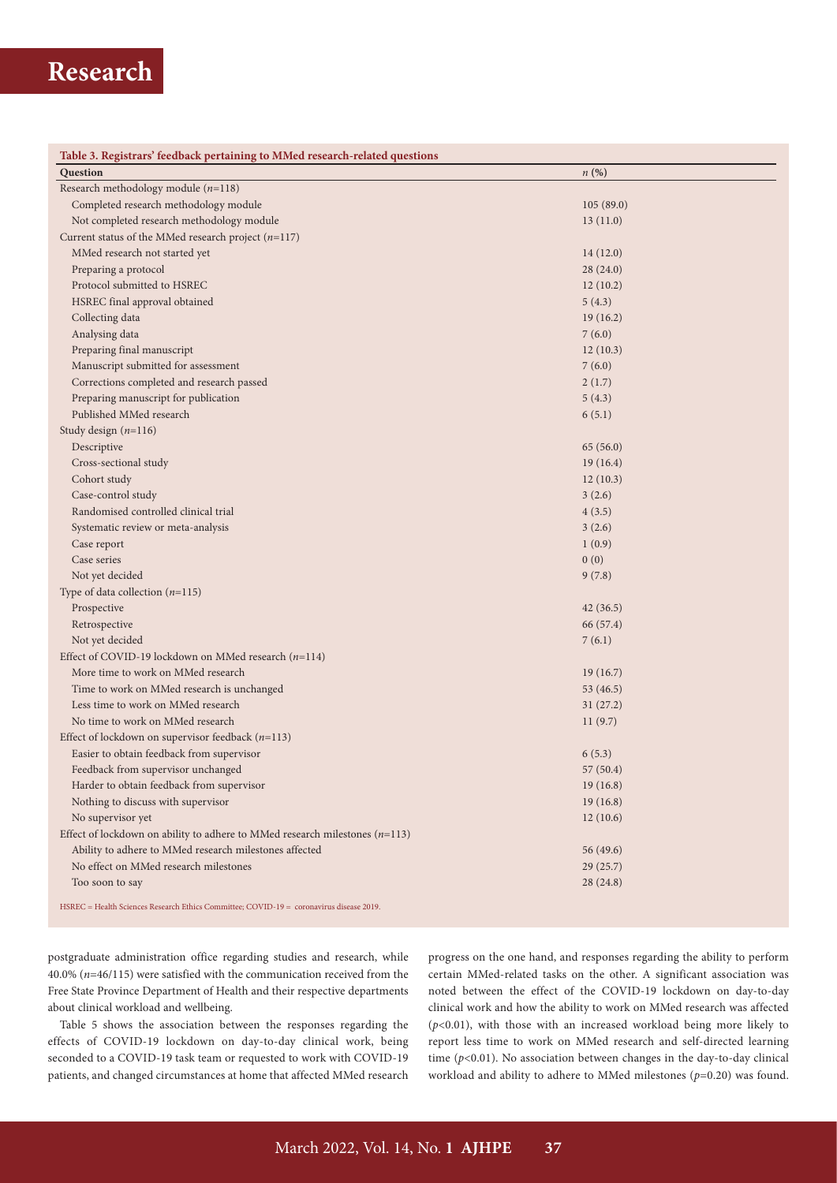**Table 3. Registrars' feedback pertaining to MMed research-related questions**

| Question | *n* (%) |
|---|---|
| Research methodology module (*n*=118) | |
| Completed research methodology module | 105 (89.0) |
| Not completed research methodology module | 13 (11.0) |
| Current status of the MMed research project (*n*=117) | |
| MMed research not started yet | 14 (12.0) |
| Preparing a protocol | 28 (24.0) |
| Protocol submitted to HSREC | 12 (10.2) |
| HSREC final approval obtained | 5 (4.3) |
| Collecting data | 19 (16.2) |
| Analysing data | 7 (6.0) |
| Preparing final manuscript | 12 (10.3) |
| Manuscript submitted for assessment | 7 (6.0) |
| Corrections completed and research passed | 2 (1.7) |
| Preparing manuscript for publication | 5 (4.3) |
| Published MMed research | 6 (5.1) |
| Study design (*n*=116) | |
| Descriptive | 65 (56.0) |
| Cross-sectional study | 19 (16.4) |
| Cohort study | 12 (10.3) |
| Case-control study | 3 (2.6) |
| Randomised controlled clinical trial | 4 (3.5) |
| Systematic review or meta-analysis | 3 (2.6) |
| Case report | 1 (0.9) |
| Case series | 0 (0) |
| Not yet decided | 9 (7.8) |
| Type of data collection (*n*=115) | |
| Prospective | 42 (36.5) |
| Retrospective | 66 (57.4) |
| Not yet decided | 7 (6.1) |
| Effect of COVID-19 lockdown on MMed research (*n*=114) | |
| More time to work on MMed research | 19 (16.7) |
| Time to work on MMed research is unchanged | 53 (46.5) |
| Less time to work on MMed research | 31 (27.2) |
| No time to work on MMed research | 11 (9.7) |
| Effect of lockdown on supervisor feedback (*n*=113) | |
| Easier to obtain feedback from supervisor | 6 (5.3) |
| Feedback from supervisor unchanged | 57 (50.4) |
| Harder to obtain feedback from supervisor | 19 (16.8) |
| Nothing to discuss with supervisor | 19 (16.8) |
| No supervisor yet | 12 (10.6) |
| Effect of lockdown on ability to adhere to MMed research milestones (*n*=113) | |
| Ability to adhere to MMed research milestones affected | 56 (49.6) |
| No effect on MMed research milestones | 29 (25.7) |
| Too soon to say | 28 (24.8) |

HSREC = Health Sciences Research Ethics Committee; COVID-19 = coronavirus disease 2019.

postgraduate administration office regarding studies and research, while 40.0% (*n*=46/115) were satisfied with the communication received from the Free State Province Department of Health and their respective departments about clinical workload and wellbeing.

Table 5 shows the association between the responses regarding the effects of COVID-19 lockdown on day-to-day clinical work, being seconded to a COVID-19 task team or requested to work with COVID-19 patients, and changed circumstances at home that affected MMed research progress on the one hand, and responses regarding the ability to perform certain MMed-related tasks on the other. A significant association was noted between the effect of the COVID-19 lockdown on day-to-day clinical work and how the ability to work on MMed research was affected ($p<0.01$), with those with an increased workload being more likely to report less time to work on MMed research and self-directed learning time ($p<0.01$). No association between changes in the day-to-day clinical workload and ability to adhere to MMed milestones ($p=0.20$) was found.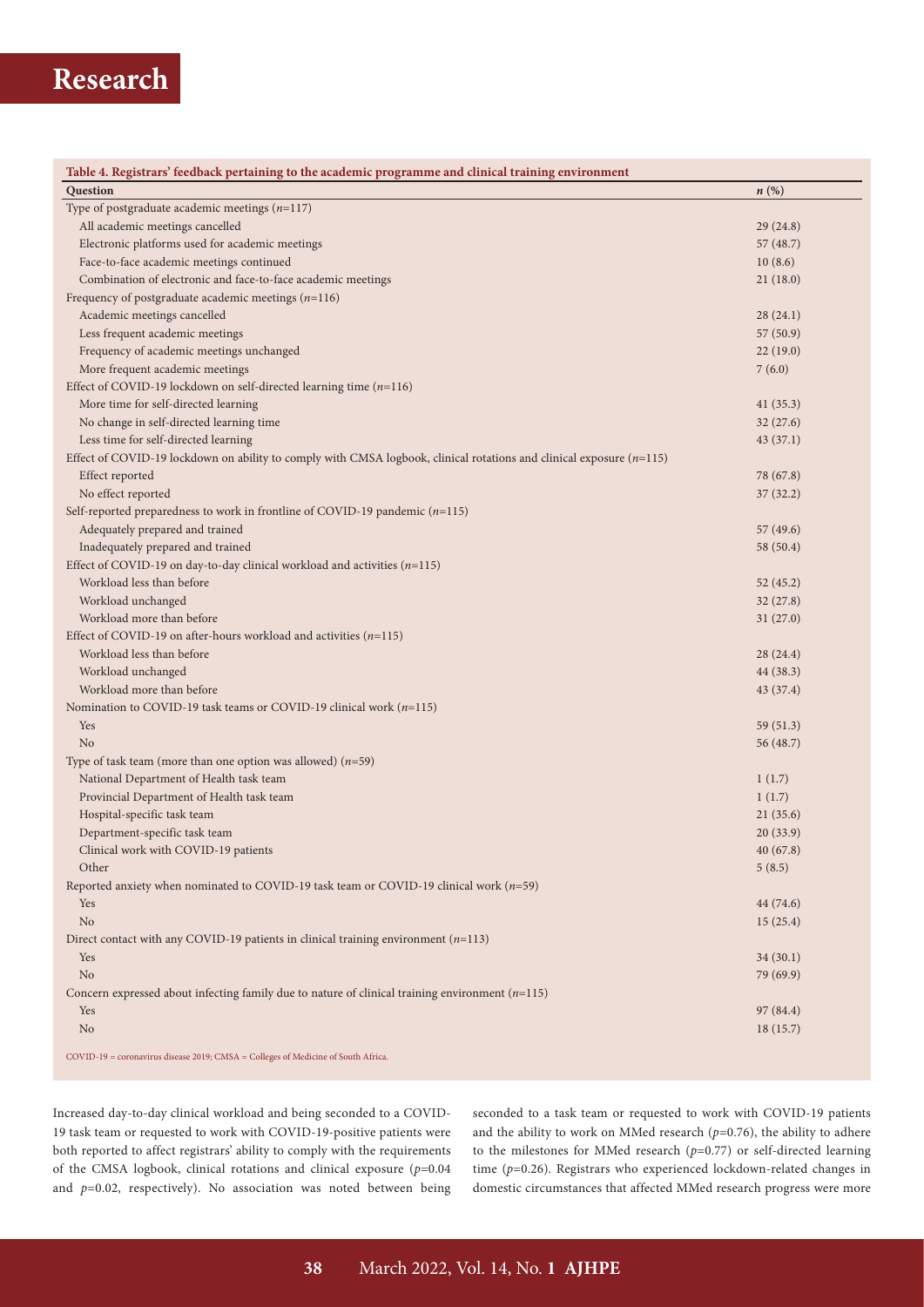**Table 4. Registrars' feedback pertaining to the academic programme and clinical training environment**

| Question | *n* (%) |
|---|---|
| Type of postgraduate academic meetings (*n*=117) | |
| All academic meetings cancelled | 29 (24.8) |
| Electronic platforms used for academic meetings | 57 (48.7) |
| Face-to-face academic meetings continued | 10 (8.6) |
| Combination of electronic and face-to-face academic meetings | 21 (18.0) |
| Frequency of postgraduate academic meetings (*n*=116) | |
| Academic meetings cancelled | 28 (24.1) |
| Less frequent academic meetings | 57 (50.9) |
| Frequency of academic meetings unchanged | 22 (19.0) |
| More frequent academic meetings | 7 (6.0) |
| Effect of COVID-19 lockdown on self-directed learning time (*n*=116) | |
| More time for self-directed learning | 41 (35.3) |
| No change in self-directed learning time | 32 (27.6) |
| Less time for self-directed learning | 43 (37.1) |
| Effect of COVID-19 lockdown on ability to comply with CMSA logbook, clinical rotations and clinical exposure (*n*=115) | |
| Effect reported | 78 (67.8) |
| No effect reported | 37 (32.2) |
| Self-reported preparedness to work in frontline of COVID-19 pandemic (*n*=115) | |
| Adequately prepared and trained | 57 (49.6) |
| Inadequately prepared and trained | 58 (50.4) |
| Effect of COVID-19 on day-to-day clinical workload and activities (*n*=115) | |
| Workload less than before | 52 (45.2) |
| Workload unchanged | 32 (27.8) |
| Workload more than before | 31 (27.0) |
| Effect of COVID-19 on after-hours workload and activities (*n*=115) | |
| Workload less than before | 28 (24.4) |
| Workload unchanged | 44 (38.3) |
| Workload more than before | 43 (37.4) |
| Nomination to COVID-19 task teams or COVID-19 clinical work (*n*=115) | |
| Yes | 59 (51.3) |
| No | 56 (48.7) |
| Type of task team (more than one option was allowed) (*n*=59) | |
| National Department of Health task team | 1 (1.7) |
| Provincial Department of Health task team | 1 (1.7) |
| Hospital-specific task team | 21 (35.6) |
| Department-specific task team | 20 (33.9) |
| Clinical work with COVID-19 patients | 40 (67.8) |
| Other | 5 (8.5) |
| Reported anxiety when nominated to COVID-19 task team or COVID-19 clinical work (*n*=59) | |
| Yes | 44 (74.6) |
| No | 15 (25.4) |
| Direct contact with any COVID-19 patients in clinical training environment (*n*=113) | |
| Yes | 34 (30.1) |
| No | 79 (69.9) |
| Concern expressed about infecting family due to nature of clinical training environment (*n*=115) | |
| Yes | 97 (84.4) |
| No | 18 (15.7) |

COVID-19 = coronavirus disease 2019; CMSA = Colleges of Medicine of South Africa.

Increased day-to-day clinical workload and being seconded to a COVID-19 task team or requested to work with COVID-19-positive patients were both reported to affect registrars' ability to comply with the requirements of the CMSA logbook, clinical rotations and clinical exposure ($p$=0.04 and $p$=0.02, respectively). No association was noted between being seconded to a task team or requested to work with COVID-19 patients and the ability to work on MMed research ($p$=0.76), the ability to adhere to the milestones for MMed research ($p$=0.77) or self-directed learning time ($p$=0.26). Registrars who experienced lockdown-related changes in domestic circumstances that affected MMed research progress were more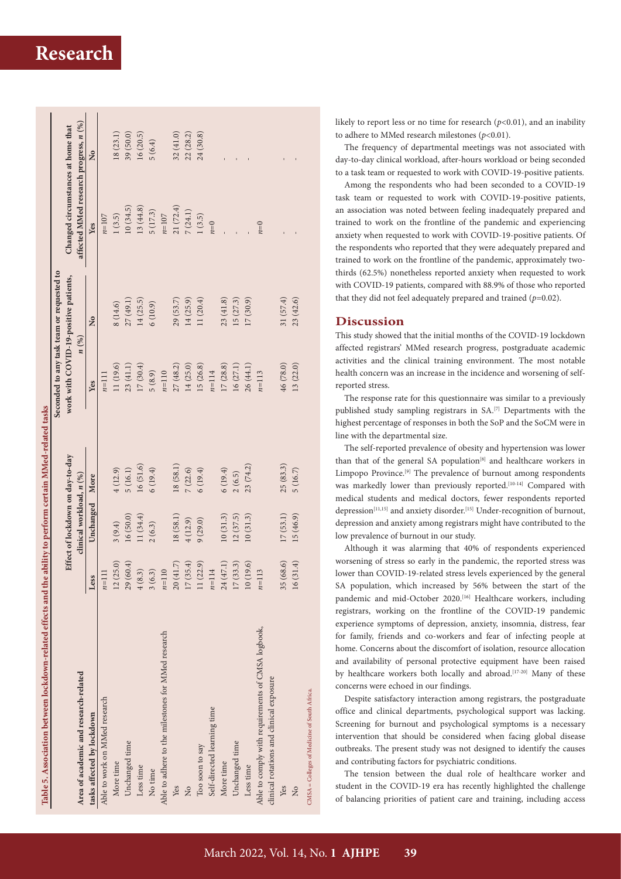**Table 5. Association between lockdown-related effects and the ability to perform certain MMed-related tasks**

| Area of academic and research-related tasks affected by lockdown | Effect of lockdown on day-to-day clinical workload, *n* (%) | | | Seconded to any task team or requested to work with COVID-19-positive patients, *n* (%) | | Changed circumstances at home that affected MMed research progress, *n* (%) | |
|---|---|---|---|---|---|---|---|
| | Less | Unchanged | More | Yes | No | Yes | No |
| Able to work on MMed research | *n*=111 | | | *n*=111 | | *n*=107 | |
| More time | 12 (25.0) | 3 (9.4) | 4 (12.9) | 11 (19.6) | 8 (14.6) | 1 (3.5) | 18 (23.1) |
| Unchanged time | 29 (60.4) | 16 (50.0) | 5 (16.1) | 23 (41.1) | 27 (49.1) | 10 (34.5) | 39 (50.0) |
| Less time | 4 (8.3) | 11 (34.4) | 16 (51.6) | 17 (30.4) | 14 (25.5) | 13 (44.8) | 16 (20.5) |
| No time | 3 (6.3) | 2 (6.3) | 6 (19.4) | 5 (8.9) | 6 (10.9) | 5 (17.3) | 5 (6.4) |
| Able to adhere to the milestones for MMed research | *n*=110 | | | *n*=110 | | *n*=107 | |
| Yes | 20 (41.7) | 18 (58.1) | 18 (58.1) | 27 (48.2) | 29 (53.7) | 21 (72.4) | 32 (41.0) |
| No | 17 (35.4) | 4 (12.9) | 7 (22.6) | 14 (25.0) | 14 (25.9) | 7 (24.1) | 22 (28.2) |
| Too soon to say | 11 (22.9) | 9 (29.0) | 6 (19.4) | 15 (26.8) | 11 (20.4) | 1 (3.5) | 24 (30.8) |
| Self-directed learning time | *n*=114 | | | *n*=114 | | *n*=0 | |
| More time | 24 (47.1) | 10 (31.3) | 6 (19.4) | 17 (28.8) | 23 (41.8) | - | - |
| Unchanged time | 17 (33.3) | 12 (37.5) | 2 (6.5) | 16 (27.1) | 15 (27.3) | - | - |
| Less time | 10 (19.6) | 10 (31.3) | 23 (74.2) | 26 (44.1) | 17 (30.9) | - | - |
| Able to comply with requirements of CMSA logbook, clinical rotations and clinical exposure | *n*=113 | | | *n*=113 | | *n*=0 | |
| Yes | 35 (68.6) | 17 (53.1) | 25 (83.3) | 46 (78.0) | 31 (57.4) | - | - |
| No | 16 (31.4) | 15 (46.9) | 5 (16.7) | 13 (22.0) | 23 (42.6) | - | - |

CMSA = Colleges of Medicine of South Africa.

likely to report less or no time for research ($p<0.01$), and an inability to adhere to MMed research milestones ($p<0.01$).

The frequency of departmental meetings was not associated with day-to-day clinical workload, after-hours workload or being seconded to a task team or requested to work with COVID-19-positive patients.

Among the respondents who had been seconded to a COVID-19 task team or requested to work with COVID-19-positive patients, an association was noted between feeling inadequately prepared and trained to work on the frontline of the pandemic and experiencing anxiety when requested to work with COVID-19-positive patients. Of the respondents who reported that they were adequately prepared and trained to work on the frontline of the pandemic, approximately two-thirds (62.5%) nonetheless reported anxiety when requested to work with COVID-19 patients, compared with 88.9% of those who reported that they did not feel adequately prepared and trained ($p=0.02$).

## Discussion

This study showed that the initial months of the COVID-19 lockdown affected registrars' MMed research progress, postgraduate academic activities and the clinical training environment. The most notable health concern was an increase in the incidence and worsening of self-reported stress.

The response rate for this questionnaire was similar to a previously published study sampling registrars in SA.[7] Departments with the highest percentage of responses in both the SoP and the SoCM were in line with the departmental size.

The self-reported prevalence of obesity and hypertension was lower than that of the general SA population[8] and healthcare workers in Limpopo Province.[9] The prevalence of burnout among respondents was markedly lower than previously reported.[10-14] Compared with medical students and medical doctors, fewer respondents reported depression[11,15] and anxiety disorder.[15] Under-recognition of burnout, depression and anxiety among registrars might have contributed to the low prevalence of burnout in our study.

Although it was alarming that 40% of respondents experienced worsening of stress so early in the pandemic, the reported stress was lower than COVID-19-related stress levels experienced by the general SA population, which increased by 56% between the start of the pandemic and mid-October 2020.[16] Healthcare workers, including registrars, working on the frontline of the COVID-19 pandemic experience symptoms of depression, anxiety, insomnia, distress, fear for family, friends and co-workers and fear of infecting people at home. Concerns about the discomfort of isolation, resource allocation and availability of personal protective equipment have been raised by healthcare workers both locally and abroad.[17-20] Many of these concerns were echoed in our findings.

Despite satisfactory interaction among registrars, the postgraduate office and clinical departments, psychological support was lacking. Screening for burnout and psychological symptoms is a necessary intervention that should be considered when facing global disease outbreaks. The present study was not designed to identify the causes and contributing factors for psychiatric conditions.

The tension between the dual role of healthcare worker and student in the COVID-19 era has recently highlighted the challenge of balancing priorities of patient care and training, including access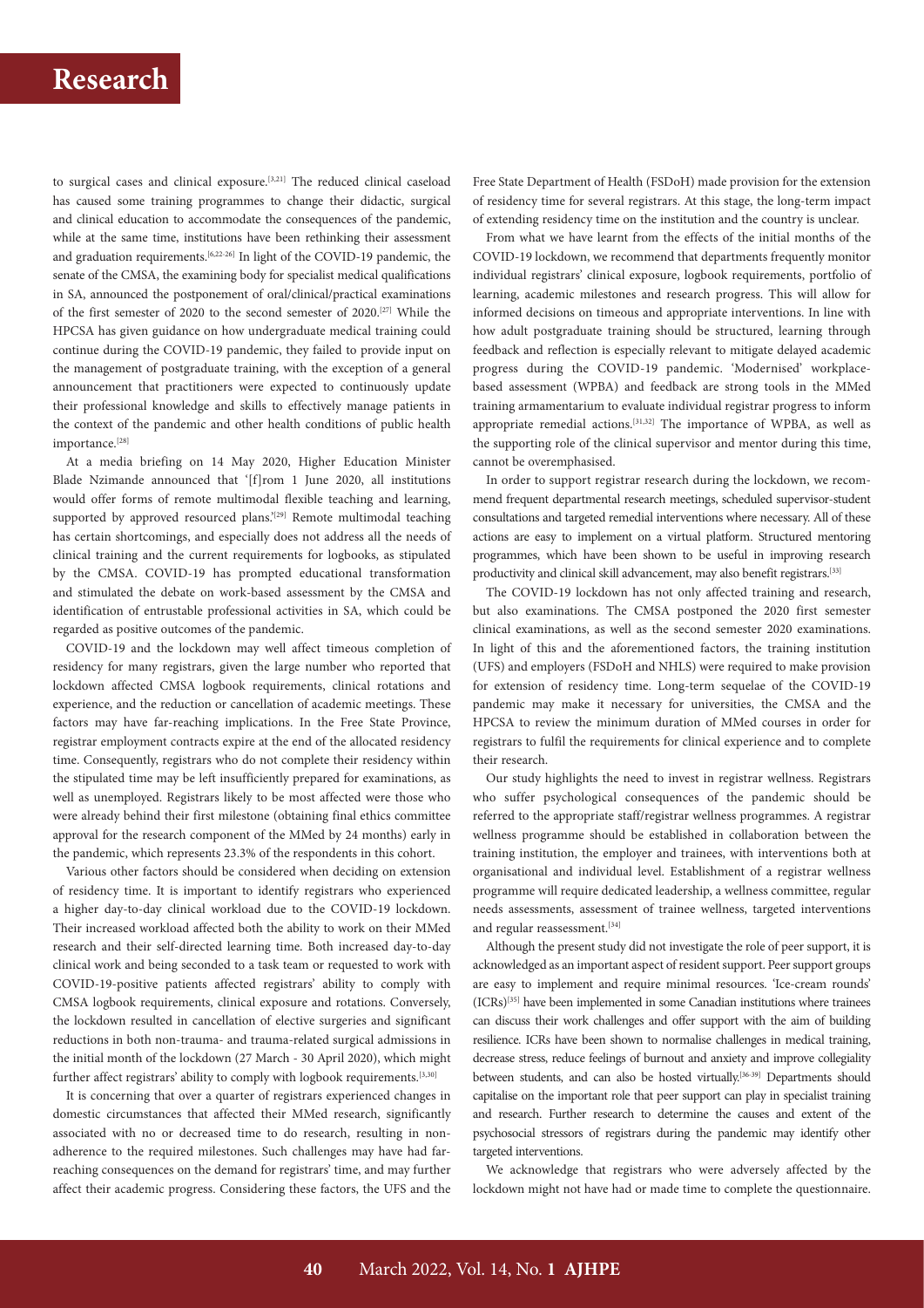to surgical cases and clinical exposure.[3,21] The reduced clinical caseload has caused some training programmes to change their didactic, surgical and clinical education to accommodate the consequences of the pandemic, while at the same time, institutions have been rethinking their assessment and graduation requirements.[6,22-26] In light of the COVID-19 pandemic, the senate of the CMSA, the examining body for specialist medical qualifications in SA, announced the postponement of oral/clinical/practical examinations of the first semester of 2020 to the second semester of 2020.[27] While the HPCSA has given guidance on how undergraduate medical training could continue during the COVID-19 pandemic, they failed to provide input on the management of postgraduate training, with the exception of a general announcement that practitioners were expected to continuously update their professional knowledge and skills to effectively manage patients in the context of the pandemic and other health conditions of public health importance.[28]

At a media briefing on 14 May 2020, Higher Education Minister Blade Nzimande announced that '[f]rom 1 June 2020, all institutions would offer forms of remote multimodal flexible teaching and learning, supported by approved resourced plans.'[29] Remote multimodal teaching has certain shortcomings, and especially does not address all the needs of clinical training and the current requirements for logbooks, as stipulated by the CMSA. COVID-19 has prompted educational transformation and stimulated the debate on work-based assessment by the CMSA and identification of entrustable professional activities in SA, which could be regarded as positive outcomes of the pandemic.

COVID-19 and the lockdown may well affect timeous completion of residency for many registrars, given the large number who reported that lockdown affected CMSA logbook requirements, clinical rotations and experience, and the reduction or cancellation of academic meetings. These factors may have far-reaching implications. In the Free State Province, registrar employment contracts expire at the end of the allocated residency time. Consequently, registrars who do not complete their residency within the stipulated time may be left insufficiently prepared for examinations, as well as unemployed. Registrars likely to be most affected were those who were already behind their first milestone (obtaining final ethics committee approval for the research component of the MMed by 24 months) early in the pandemic, which represents 23.3% of the respondents in this cohort.

Various other factors should be considered when deciding on extension of residency time. It is important to identify registrars who experienced a higher day-to-day clinical workload due to the COVID-19 lockdown. Their increased workload affected both the ability to work on their MMed research and their self-directed learning time. Both increased day-to-day clinical work and being seconded to a task team or requested to work with COVID-19-positive patients affected registrars' ability to comply with CMSA logbook requirements, clinical exposure and rotations. Conversely, the lockdown resulted in cancellation of elective surgeries and significant reductions in both non-trauma- and trauma-related surgical admissions in the initial month of the lockdown (27 March - 30 April 2020), which might further affect registrars' ability to comply with logbook requirements.[3,30]

It is concerning that over a quarter of registrars experienced changes in domestic circumstances that affected their MMed research, significantly associated with no or decreased time to do research, resulting in non-adherence to the required milestones. Such challenges may have had far-reaching consequences on the demand for registrars' time, and may further affect their academic progress. Considering these factors, the UFS and the Free State Department of Health (FSDoH) made provision for the extension of residency time for several registrars. At this stage, the long-term impact of extending residency time on the institution and the country is unclear.

From what we have learnt from the effects of the initial months of the COVID-19 lockdown, we recommend that departments frequently monitor individual registrars' clinical exposure, logbook requirements, portfolio of learning, academic milestones and research progress. This will allow for informed decisions on timeous and appropriate interventions. In line with how adult postgraduate training should be structured, learning through feedback and reflection is especially relevant to mitigate delayed academic progress during the COVID-19 pandemic. 'Modernised' workplace-based assessment (WPBA) and feedback are strong tools in the MMed training armamentarium to evaluate individual registrar progress to inform appropriate remedial actions.[31,32] The importance of WPBA, as well as the supporting role of the clinical supervisor and mentor during this time, cannot be overemphasised.

In order to support registrar research during the lockdown, we recommend frequent departmental research meetings, scheduled supervisor-student consultations and targeted remedial interventions where necessary. All of these actions are easy to implement on a virtual platform. Structured mentoring programmes, which have been shown to be useful in improving research productivity and clinical skill advancement, may also benefit registrars.[33]

The COVID-19 lockdown has not only affected training and research, but also examinations. The CMSA postponed the 2020 first semester clinical examinations, as well as the second semester 2020 examinations. In light of this and the aforementioned factors, the training institution (UFS) and employers (FSDoH and NHLS) were required to make provision for extension of residency time. Long-term sequelae of the COVID-19 pandemic may make it necessary for universities, the CMSA and the HPCSA to review the minimum duration of MMed courses in order for registrars to fulfil the requirements for clinical experience and to complete their research.

Our study highlights the need to invest in registrar wellness. Registrars who suffer psychological consequences of the pandemic should be referred to the appropriate staff/registrar wellness programmes. A registrar wellness programme should be established in collaboration between the training institution, the employer and trainees, with interventions both at organisational and individual level. Establishment of a registrar wellness programme will require dedicated leadership, a wellness committee, regular needs assessments, assessment of trainee wellness, targeted interventions and regular reassessment.[34]

Although the present study did not investigate the role of peer support, it is acknowledged as an important aspect of resident support. Peer support groups are easy to implement and require minimal resources. 'Ice-cream rounds' (ICRs)[35] have been implemented in some Canadian institutions where trainees can discuss their work challenges and offer support with the aim of building resilience. ICRs have been shown to normalise challenges in medical training, decrease stress, reduce feelings of burnout and anxiety and improve collegiality between students, and can also be hosted virtually.[36-39] Departments should capitalise on the important role that peer support can play in specialist training and research. Further research to determine the causes and extent of the psychosocial stressors of registrars during the pandemic may identify other targeted interventions.

We acknowledge that registrars who were adversely affected by the lockdown might not have had or made time to complete the questionnaire.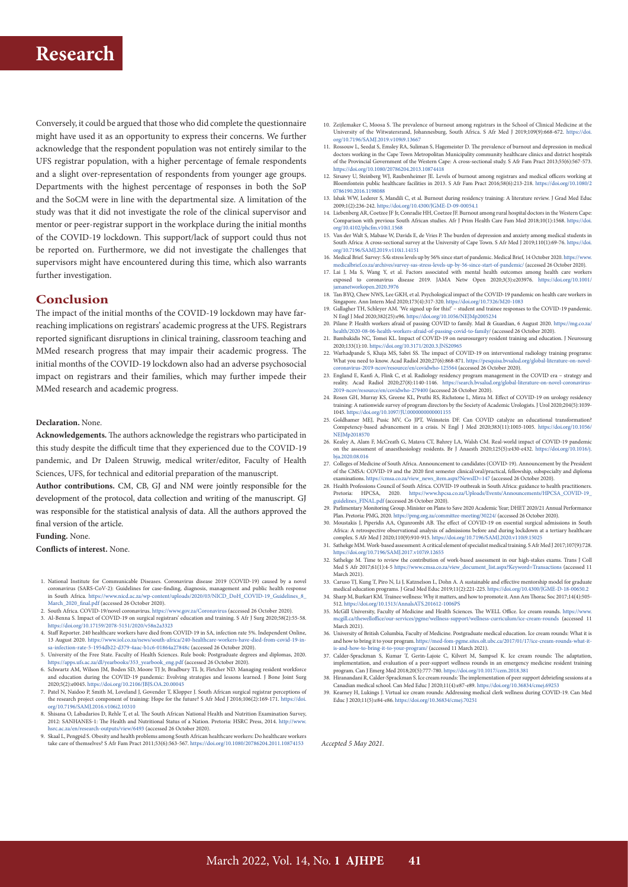Conversely, it could be argued that those who did complete the questionnaire might have used it as an opportunity to express their concerns. We further acknowledge that the respondent population was not entirely similar to the UFS registrar population, with a higher percentage of female respondents and a slight over-representation of respondents from younger age groups. Departments with the highest percentage of responses in both the SoP and the SoCM were in line with the departmental size. A limitation of the study was that it did not investigate the role of the clinical supervisor and mentor or peer-registrar support in the workplace during the initial months of the COVID-19 lockdown. This support/lack of support could thus not be reported on. Furthermore, we did not investigate the challenges that supervisors might have encountered during this time, which also warrants further investigation.

## Conclusion

The impact of the initial months of the COVID-19 lockdown may have far-reaching implications on registrars' academic progress at the UFS. Registrars reported significant disruptions in clinical training, classroom teaching and MMed research progress that may impair their academic progress. The initial months of the COVID-19 lockdown also had an adverse psychosocial impact on registrars and their families, which may further impede their MMed research and academic progress.

**Declaration.** None.

**Acknowledgements.** The authors acknowledge the registrars who participated in this study despite the difficult time that they experienced due to the COVID-19 pandemic, and Dr Daleen Struwig, medical writer/editor, Faculty of Health Sciences, UFS, for technical and editorial preparation of the manuscript.

**Author contributions.** CM, CB, GJ and NM were jointly responsible for the development of the protocol, data collection and writing of the manuscript. GJ was responsible for the statistical analysis of data. All the authors approved the final version of the article.

**Funding.** None.

**Conflicts of interest.** None.

1. National Institute for Communicable Diseases. Coronavirus disease 2019 (COVID-19) caused by a novel coronavirus (SARS-CoV-2): Guidelines for case-finding, diagnosis, management and public health response in South Africa. https://www.nicd.ac.za/wp-content/uploads/2020/03/NICD_DoH_COVID-19_Guidelines_8_March_2020_final.pdf (accessed 26 October 2020).
2. South Africa. COVID-19/novel coronavirus. https://www.gov.za/Coronavirus (accessed 26 October 2020).
3. Al-Benna S. Impact of COVID-19 on surgical registrars' education and training. S Afr J Surg 2020;58(2):55-58. https://doi.org/10.17159/2078-5151/2020/v58n2a3323
4. Staff Reporter. 240 healthcare workers have died from COVID-19 in SA, infection rate 5%. Independent Online, 13 August 2020. https://www.iol.co.za/news/south-africa/240-healthcare-workers-have-died-from-covid-19-in-sa-infection-rate-5-1954db22-d379-4aac-b1c6-01864a27848c (accessed 26 October 2020).
5. University of the Free State. Faculty of Health Sciences. Rule book: Postgraduate degrees and diplomas, 2020. https://apps.ufs.ac.za/dl/yearbooks/353_yearbook_eng.pdf (accessed 26 October 2020).
6. Schwartz AM, Wilson JM, Boden SD, Moore TJ Jr, Bradbury TL Jr, Fletcher ND. Managing resident workforce and education during the COVID-19 pandemic: Evolving strategies and lessons learned. J Bone Joint Surg 2020;5(2):e0045. https://doi.org/10.2106/JBJS.OA.20.00045
7. Patel N, Naidoo P, Smith M, Loveland J, Govender T, Klopper J. South African surgical registrar perceptions of the research project component of training: Hope for the future? S Afr Med J 2016;106(2):169-171. https://doi.org/10.7196/SAMJ.2016.v106i2.10310
8. Shisana O, Labadarios D, Rehle T, et al. The South African National Health and Nutrition Examination Survey, 2012: SANHANES-1: The Health and Nutritional Status of a Nation. Pretoria: HSRC Press, 2014. http://www.hsrc.ac.za/en/research-outputs/view/6493 (accessed 26 October 2020).
9. Skaal L, Pengpid S. Obesity and health problems among South African healthcare workers: Do healthcare workers take care of themselves? S Afr Fam Pract 2011;53(6):563-567. https://doi.org/10.1080/20786204.2011.10874153
10. Zeijlemaker C, Moosa S. The prevalence of burnout among registrars in the School of Clinical Medicine at the University of the Witwatersrand, Johannesburg, South Africa. S Afr Med J 2019;109(9):668-672. https://doi.org/10.7196/SAMJ.2019.v109i9.13667
11. Rossouw L, Seedat S, Emsley RA, Suliman S, Hagemeister D. The prevalence of burnout and depression in medical doctors working in the Cape Town Metropolitan Municipality community healthcare clinics and district hospitals of the Provincial Government of the Western Cape: A cross-sectional study. S Afr Fam Pract 2013;55(6):567-573. https://doi.org/10.1080/20786204.2013.10874418
12. Sirsawy U, Steinberg WJ, Raubenheimer JE. Levels of burnout among registrars and medical officers working at Bloemfontein public healthcare facilities in 2013. S Afr Fam Pract 2016;58(6):213-218. https://doi.org/10.1080/20786190.2016.1198088
13. Ishak WW, Lederer S, Mandili C, et al. Burnout during residency training: A literature review. J Grad Med Educ 2009;1(2):236-242. https://doi.org/10.4300/JGME-D-09-00054.1
14. Liebenberg AR, Coetzee JF Jr, Conradie HH, Coetzee JF. Burnout among rural hospital doctors in the Western Cape: Comparison with previous South African studies. Afr J Prim Health Care Fam Med 2018;10(1):1568. https://doi.org/10.4102/phcfm.v10i1.1568
15. Van der Walt S, Mabaso W, Davids E, de Vries P. The burden of depression and anxiety among medical students in South Africa: A cross-sectional survey at the University of Cape Town. S Afr Med J 2019;110(1):69-76. https://doi.org/10.7196/SAMJ.2019.v110i1.14151
16. Medical Brief. Survey: SA's stress levels up by 56% since start of pandemic. Medical Brief, 14 October 2020. https://www.medicalbrief.co.za/archives/survey-sas-stress-levels-up-by-56-since-start-of-pandemic/ (accessed 26 October 2020).
17. Lai J, Ma S, Wang Y, et al. Factors associated with mental health outcomes among health care workers exposed to coronavirus disease 2019. JAMA Netw Open 2020;3(3):e203976. https://doi.org/10.1001/jamanetworkopen.2020.3976
18. Tan BYQ, Chew NWS, Lee GKH, et al. Psychological impact of the COVID-19 pandemic on health care workers in Singapore. Ann Intern Med 2020;173(4):317-320. https://doi.org/10.7326/M20-1083
19. Gallagher TH, Schleyer AM. 'We signed up for this!' – student and trainee responses to the COVID-19 pandemic. N Engl J Med 2020;382(25):e96. https://doi.org/10.1056/NEJMp2005234
20. Pilane P. Health workers afraid of passing COVID to family. Mail & Guardian, 6 August 2020. https://mg.co.za/health/2020-08-06-health-workers-afraid-of-passing-covid-to-family/ (accessed 26 October 2020).
21. Bambakidis NC, Tomei KL. Impact of COVID-19 on neurosurgery resident training and education. J Neurosurg 2020;133(1):10. https://doi.org/10.3171/2020.3.JNS20965
22. Warhadpande S, Khaja MS, Sabri SS. The impact of COVID-19 on interventional radiology training programs: What you need to know. Acad Radiol 2020;27(6):868-871. https://pesquisa.bvsalud.org/global-literature-on-novel-coronavirus-2019-ncov/resource/en/covidwho-125564 (accessed 26 October 2020).
23. England E, Kanfi A, Flink C, et al. Radiology residency program management in the COVID era – strategy and reality. Acad Radiol 2020;27(8):1140-1146. https://search.bvsalud.org/global-literature-on-novel-coronavirus-2019-ncov/resource/en/covidwho-279400 (accessed 26 October 2020).
24. Rosen GH, Murray KS, Greene KL, Pruthi RS, Richstone L, Mirza M. Effect of COVID-19 on urology residency training: A nationwide survey of program directors by the Society of Academic Urologists. J Urol 2020;204(5):1039-1045. https://doi.org/10.1097/JU.0000000000001155
25. Goldhamer MEJ, Pusic MV, Co JPT, Weinstein DF. Can COVID catalyze an educational transformation? Competency-based advancement in a crisis. N Engl J Med 2020;383(11):1003-1005. https://doi.org/10.1056/NEJMp2018570
26. Kealey A, Alam F, McCreath G, Matava CT, Bahrey LA, Walsh CM. Real-world impact of COVID-19 pandemic on the assessment of anaesthesiology residents. Br J Anaesth 2020;125(5):e430-e432. https://doi.org/10.1016/j.bja.2020.08.016
27. Colleges of Medicine of South Africa. Announcement to candidates (COVID-19). Announcement by the President of the CMSA: COVID-19 and the 2020 first semester clinical/oral/practical, fellowship, subspecialty and diploma examinations. https://cmsa.co.za/view_news_item.aspx?NewsID=147 (accessed 26 October 2020).
28. Health Professions Council of South Africa. COVID-19 outbreak in South Africa: guidance to health practitioners. Pretoria: HPCSA, 2020. https://www.hpcsa.co.za/Uploads/Events/Announcements/HPCSA_COVID-19_guidelines_FINAL.pdf (accessed 26 October 2020).
29. Parliamentary Monitoring Group. Minister on Plans to Save 2020 Academic Year; DHET 2020/21 Annual Performance Plan. Pretoria: PMG, 2020. https://pmg.org.za/committee-meeting/30224/ (accessed 26 October 2020).
30. Moustakis J, Piperidis AA, Ogunrombi AB. The effect of COVID-19 on essential surgical admissions in South Africa: A retrospective observational analysis of admissions before and during lockdown at a tertiary healthcare complex. S Afr Med J 2020;110(9):910-915. https://doi.org/10.7196/SAMJ.2020.v110i9.15025
31. Sathekge MM. Work-based assessment: A critical element of specialist medical training. S Afr Med J 2017;107(9):728. https://doi.org/10.7196/SAMJ.2017.v107i9.12655
32. Sathekge M. Time to review the contribution of work-based assessment in our high-stakes exams. Trans J Coll Med S Afr 2017;61(1):4-5 https://www.cmsa.co.za/view_document_list.aspx?Keyword=Transactions (accessed 11 March 2021).
33. Caruso TJ, Kung T, Piro N, Li J, Katznelson L, Dohn A. A sustainable and effective mentorship model for graduate medical education programs. J Grad Med Educ 2019;11(2):221-225. https://doi.org/10.4300/JGME-D-18-00650.2
34. Sharp M, Burkart KM. Trainee wellness: Why it matters, and how to promote it. Ann Am Thorac Soc 2017;14(4):505-512. https://doi.org/10.1513/AnnalsATS.201612-1006PS
35. McGill University, Faculty of Medicine and Health Sciences. The WELL Office. Ice cream rounds. https://www.mcgill.ca/thewelloffice/our-services/pgme/wellness-support/wellness-curriculum/ice-cream-rounds (accessed 11 March 2021).
36. University of British Columbia, Faculty of Medicine. Postgraduate medical education. Ice cream rounds: What it is and how to bring it to your program. https://med-fom-pgme.sites.olt.ubc.ca/2017/01/17/ice-cream-rounds-what-it-is-and-how-to-bring-it-to-your-program/ (accessed 11 March 2021).
37. Calder-Sprackman S, Kumar T, Gerin-Lajoie C, Kilvert M, Sampsel K. Ice cream rounds: The adaptation, implementation, and evaluation of a peer-support wellness rounds in an emergency medicine resident training program. Can J Emerg Med 2018;20(5):777-780. https://doi.org/10.1017/cem.2018.381
38. Hiranandani R, Calder-Sprackman S. Ice cream rounds: The implementation of peer support debriefing sessions at a Canadian medical school. Can Med Educ J 2020;11(4):e87-e89. https://doi.org/10.36834/cmej.69253
39. Kearney H, Lukings J. Virtual ice cream rounds: Addressing medical clerk wellness during COVID-19. Can Med Educ J 2020;11(5):e84-e86. https://doi.org/10.36834/cmej.70251

*Accepted 5 May 2021.*